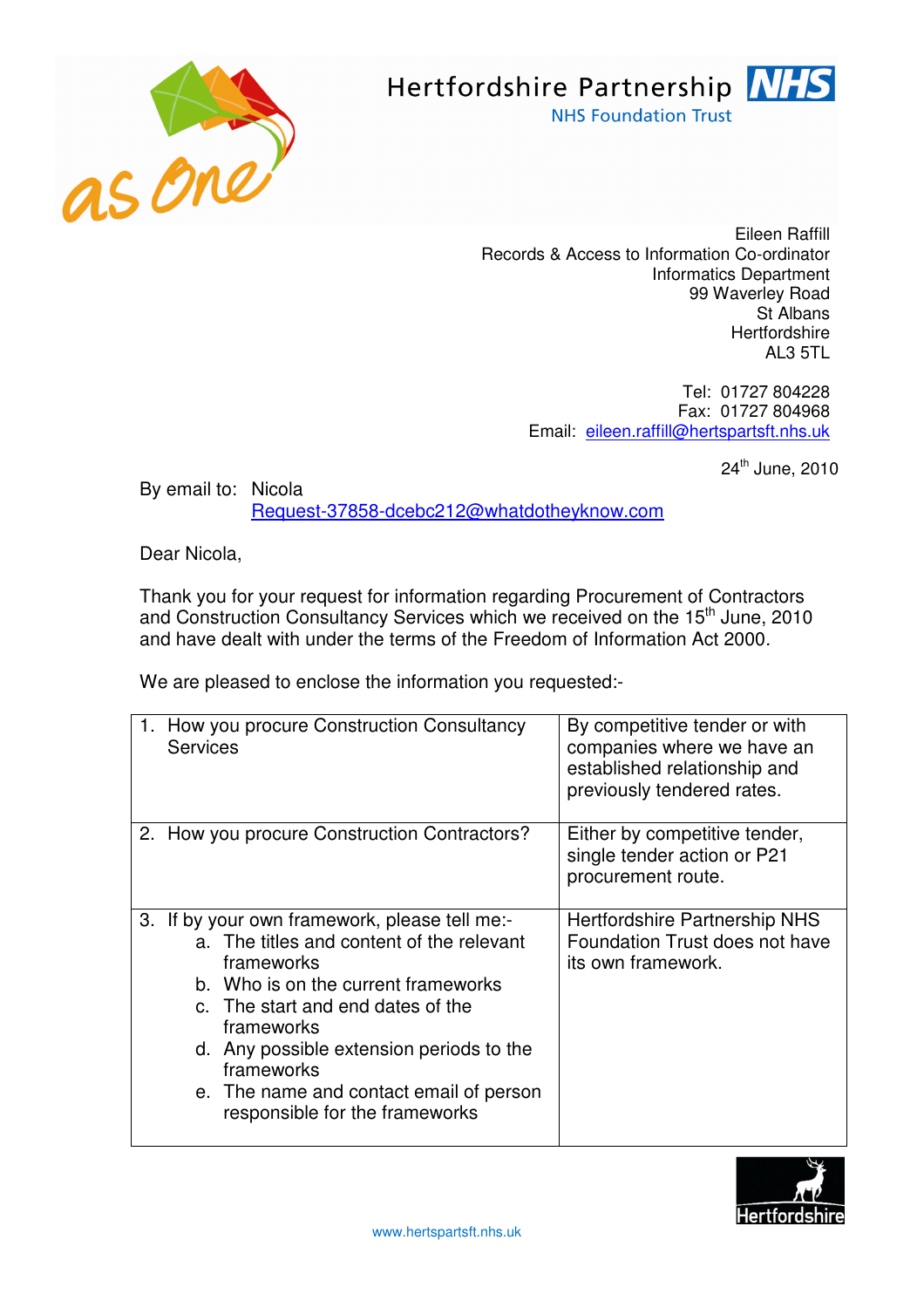Hertfordshire Partnership NHS
NHS Foundation Trust

Eileen Raffill
Records & Access to Information Co-ordinator
Informatics Department
99 Waverley Road
St Albans
Hertfordshire
AL3 5TL

Tel: 01727 804228
Fax: 01727 804968
Email: eileen.raffill@hertspartsft.nhs.uk

24th June, 2010

By email to: Nicola
Request-37858-dcebc212@whatdotheyknow.com

Dear Nicola,

Thank you for your request for information regarding Procurement of Contractors and Construction Consultancy Services which we received on the 15th June, 2010 and have dealt with under the terms of the Freedom of Information Act 2000.

We are pleased to enclose the information you requested:-

| Request | Response |
|---|---|
| 1. How you procure Construction Consultancy Services | By competitive tender or with companies where we have an established relationship and previously tendered rates. |
| 2. How you procure Construction Contractors? | Either by competitive tender, single tender action or P21 procurement route. |
| 3. If by your own framework, please tell me:- <br> a. The titles and content of the relevant frameworks <br> b. Who is on the current frameworks <br> c. The start and end dates of the frameworks <br> d. Any possible extension periods to the frameworks <br> e. The name and contact email of person responsible for the frameworks | Hertfordshire Partnership NHS Foundation Trust does not have its own framework. |

www.hertspartsft.nhs.uk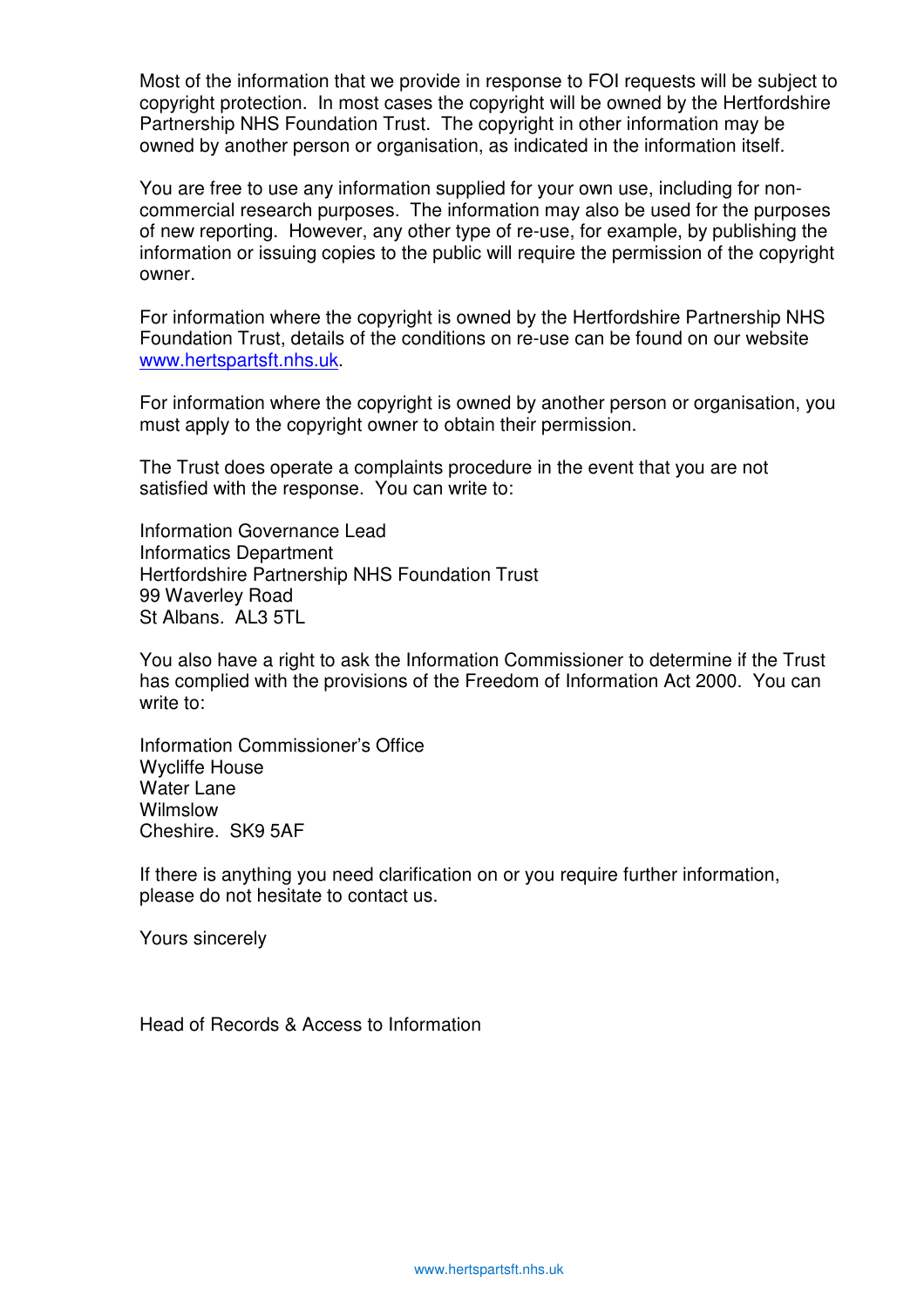Most of the information that we provide in response to FOI requests will be subject to copyright protection. In most cases the copyright will be owned by the Hertfordshire Partnership NHS Foundation Trust. The copyright in other information may be owned by another person or organisation, as indicated in the information itself.

You are free to use any information supplied for your own use, including for non-commercial research purposes. The information may also be used for the purposes of new reporting. However, any other type of re-use, for example, by publishing the information or issuing copies to the public will require the permission of the copyright owner.

For information where the copyright is owned by the Hertfordshire Partnership NHS Foundation Trust, details of the conditions on re-use can be found on our website www.hertspartsft.nhs.uk.

For information where the copyright is owned by another person or organisation, you must apply to the copyright owner to obtain their permission.

The Trust does operate a complaints procedure in the event that you are not satisfied with the response. You can write to:

Information Governance Lead
Informatics Department
Hertfordshire Partnership NHS Foundation Trust
99 Waverley Road
St Albans. AL3 5TL

You also have a right to ask the Information Commissioner to determine if the Trust has complied with the provisions of the Freedom of Information Act 2000. You can write to:

Information Commissioner's Office
Wycliffe House
Water Lane
Wilmslow
Cheshire. SK9 5AF

If there is anything you need clarification on or you require further information, please do not hesitate to contact us.

Yours sincerely

Head of Records & Access to Information